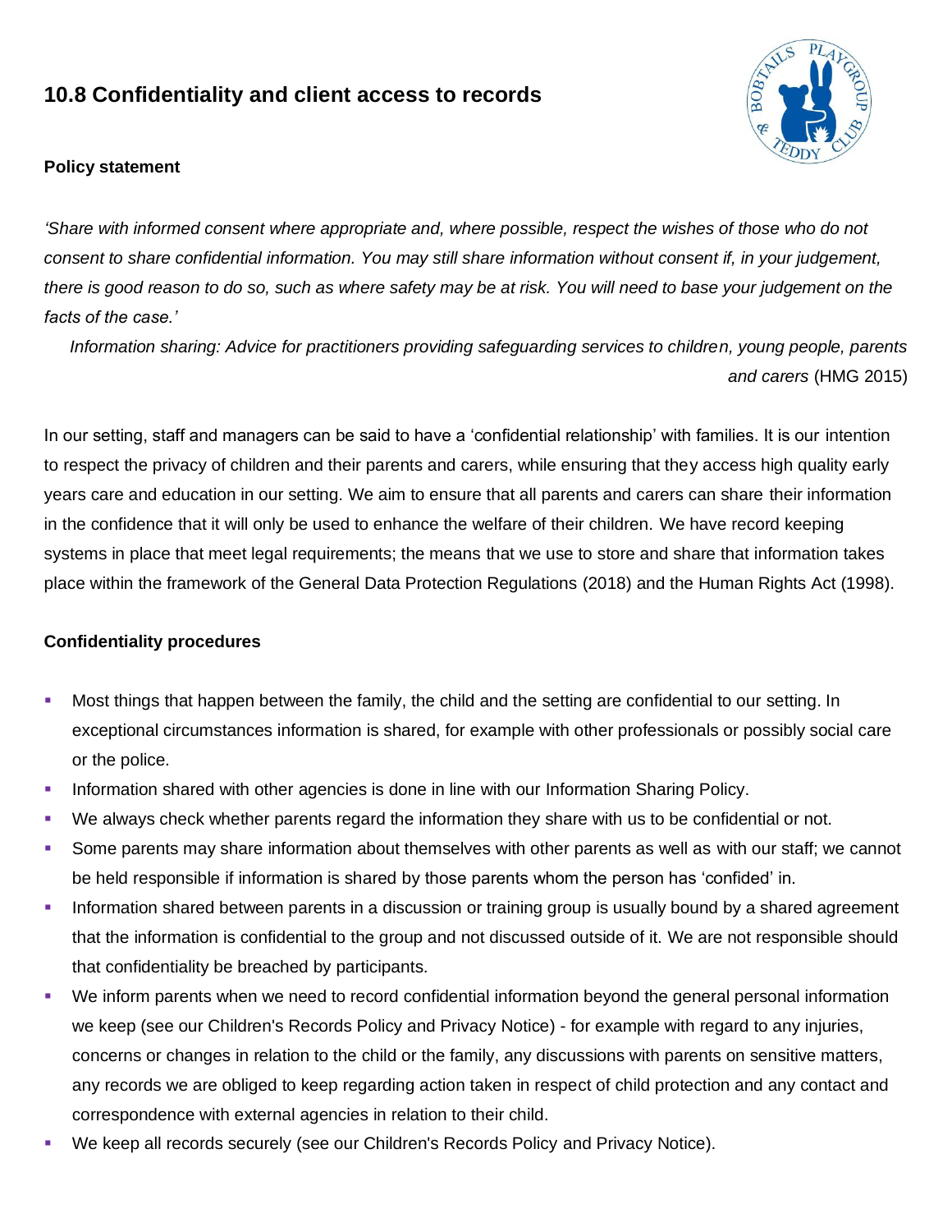# 10.8 Confidentiality and client access to records

## Policy statement

*'Share with informed consent where appropriate and, where possible, respect the wishes of those who do not consent to share confidential information. You may still share information without consent if, in your judgement, there is good reason to do so, such as where safety may be at risk. You will need to base your judgement on the facts of the case.'*

*Information sharing: Advice for practitioners providing safeguarding services to children, young people, parents and carers* (HMG 2015)

In our setting, staff and managers can be said to have a 'confidential relationship' with families. It is our intention to respect the privacy of children and their parents and carers, while ensuring that they access high quality early years care and education in our setting. We aim to ensure that all parents and carers can share their information in the confidence that it will only be used to enhance the welfare of their children. We have record keeping systems in place that meet legal requirements; the means that we use to store and share that information takes place within the framework of the General Data Protection Regulations (2018) and the Human Rights Act (1998).

## Confidentiality procedures

- Most things that happen between the family, the child and the setting are confidential to our setting. In exceptional circumstances information is shared, for example with other professionals or possibly social care or the police.
- Information shared with other agencies is done in line with our Information Sharing Policy.
- We always check whether parents regard the information they share with us to be confidential or not.
- Some parents may share information about themselves with other parents as well as with our staff; we cannot be held responsible if information is shared by those parents whom the person has 'confided' in.
- Information shared between parents in a discussion or training group is usually bound by a shared agreement that the information is confidential to the group and not discussed outside of it. We are not responsible should that confidentiality be breached by participants.
- We inform parents when we need to record confidential information beyond the general personal information we keep (see our Children's Records Policy and Privacy Notice) - for example with regard to any injuries, concerns or changes in relation to the child or the family, any discussions with parents on sensitive matters, any records we are obliged to keep regarding action taken in respect of child protection and any contact and correspondence with external agencies in relation to their child.
- We keep all records securely (see our Children's Records Policy and Privacy Notice).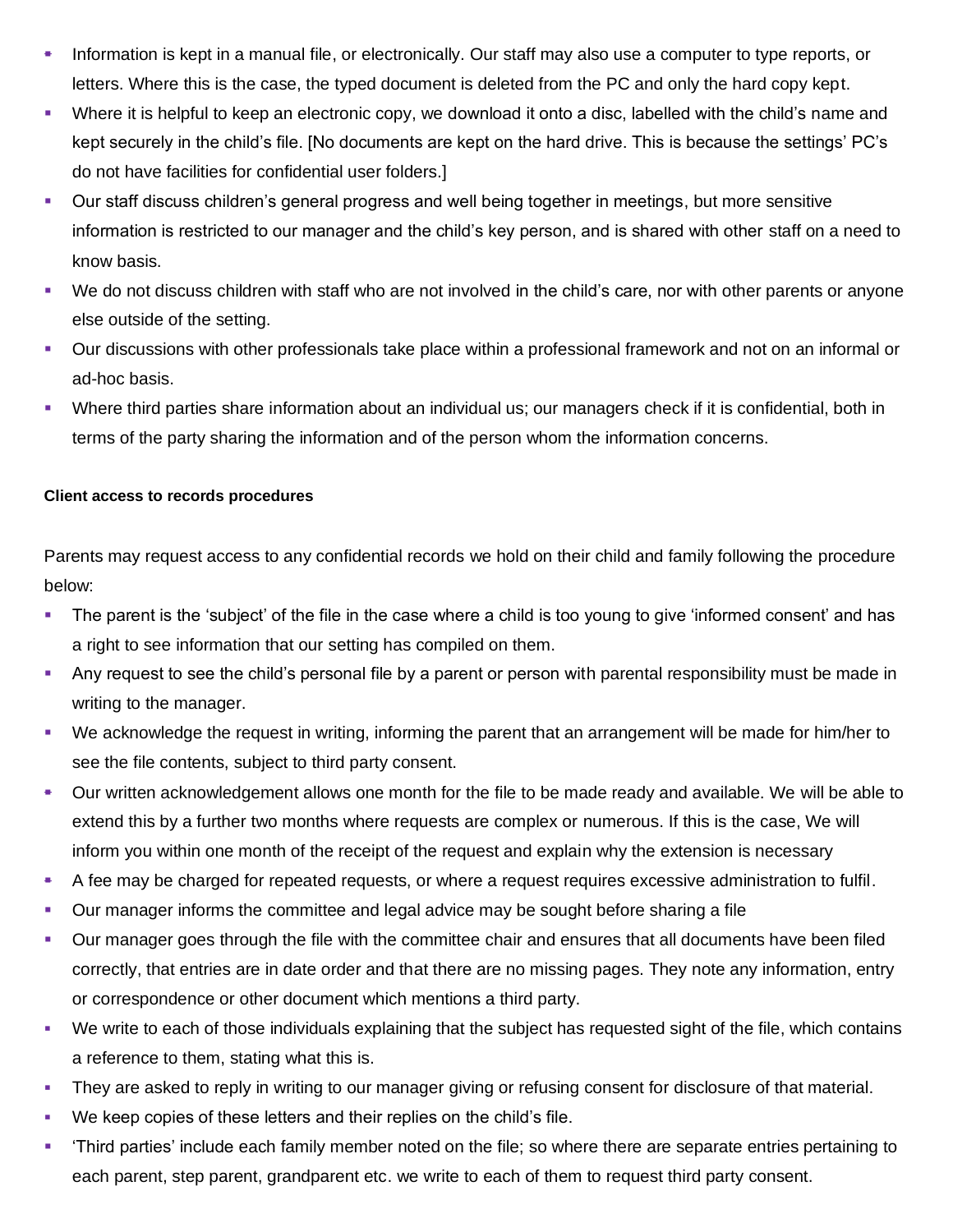- Information is kept in a manual file, or electronically. Our staff may also use a computer to type reports, or letters. Where this is the case, the typed document is deleted from the PC and only the hard copy kept.
- Where it is helpful to keep an electronic copy, we download it onto a disc, labelled with the child's name and kept securely in the child's file. [No documents are kept on the hard drive. This is because the settings' PC's do not have facilities for confidential user folders.]
- Our staff discuss children's general progress and well being together in meetings, but more sensitive information is restricted to our manager and the child's key person, and is shared with other staff on a need to know basis.
- We do not discuss children with staff who are not involved in the child's care, nor with other parents or anyone else outside of the setting.
- Our discussions with other professionals take place within a professional framework and not on an informal or ad-hoc basis.
- Where third parties share information about an individual us; our managers check if it is confidential, both in terms of the party sharing the information and of the person whom the information concerns.

**Client access to records procedures**

Parents may request access to any confidential records we hold on their child and family following the procedure below:

- The parent is the 'subject' of the file in the case where a child is too young to give 'informed consent' and has a right to see information that our setting has compiled on them.
- Any request to see the child's personal file by a parent or person with parental responsibility must be made in writing to the manager.
- We acknowledge the request in writing, informing the parent that an arrangement will be made for him/her to see the file contents, subject to third party consent.
- Our written acknowledgement allows one month for the file to be made ready and available. We will be able to extend this by a further two months where requests are complex or numerous. If this is the case, We will inform you within one month of the receipt of the request and explain why the extension is necessary
- A fee may be charged for repeated requests, or where a request requires excessive administration to fulfil.
- Our manager informs the committee and legal advice may be sought before sharing a file
- Our manager goes through the file with the committee chair and ensures that all documents have been filed correctly, that entries are in date order and that there are no missing pages. They note any information, entry or correspondence or other document which mentions a third party.
- We write to each of those individuals explaining that the subject has requested sight of the file, which contains a reference to them, stating what this is.
- They are asked to reply in writing to our manager giving or refusing consent for disclosure of that material.
- We keep copies of these letters and their replies on the child's file.
- 'Third parties' include each family member noted on the file; so where there are separate entries pertaining to each parent, step parent, grandparent etc. we write to each of them to request third party consent.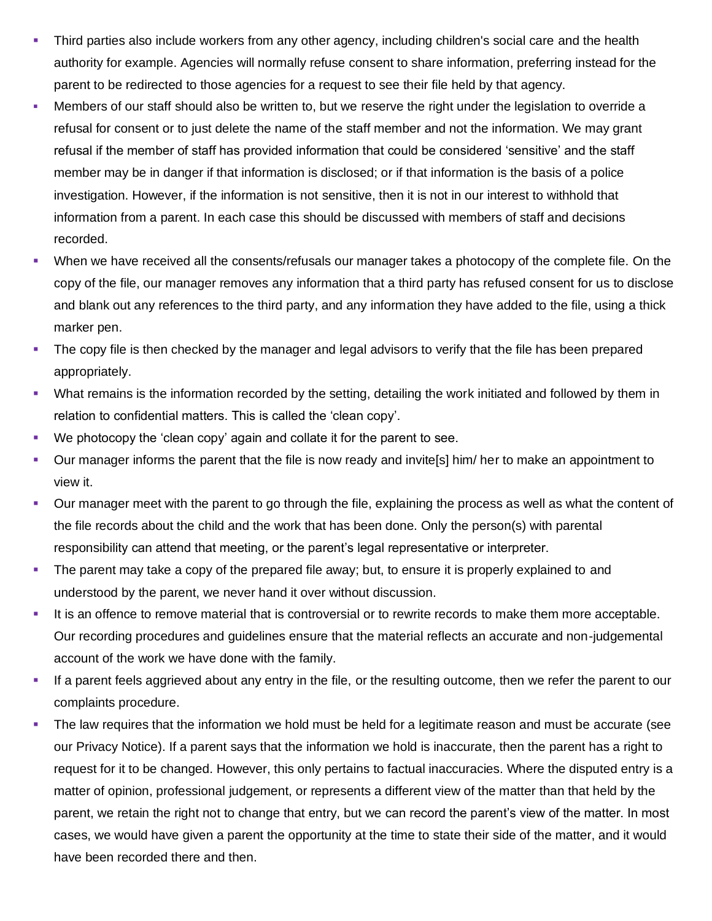- Third parties also include workers from any other agency, including children's social care and the health authority for example. Agencies will normally refuse consent to share information, preferring instead for the parent to be redirected to those agencies for a request to see their file held by that agency.
- Members of our staff should also be written to, but we reserve the right under the legislation to override a refusal for consent or to just delete the name of the staff member and not the information. We may grant refusal if the member of staff has provided information that could be considered 'sensitive' and the staff member may be in danger if that information is disclosed; or if that information is the basis of a police investigation. However, if the information is not sensitive, then it is not in our interest to withhold that information from a parent. In each case this should be discussed with members of staff and decisions recorded.
- When we have received all the consents/refusals our manager takes a photocopy of the complete file. On the copy of the file, our manager removes any information that a third party has refused consent for us to disclose and blank out any references to the third party, and any information they have added to the file, using a thick marker pen.
- The copy file is then checked by the manager and legal advisors to verify that the file has been prepared appropriately.
- What remains is the information recorded by the setting, detailing the work initiated and followed by them in relation to confidential matters. This is called the 'clean copy'.
- We photocopy the 'clean copy' again and collate it for the parent to see.
- Our manager informs the parent that the file is now ready and invite[s] him/ her to make an appointment to view it.
- Our manager meet with the parent to go through the file, explaining the process as well as what the content of the file records about the child and the work that has been done. Only the person(s) with parental responsibility can attend that meeting, or the parent's legal representative or interpreter.
- The parent may take a copy of the prepared file away; but, to ensure it is properly explained to and understood by the parent, we never hand it over without discussion.
- It is an offence to remove material that is controversial or to rewrite records to make them more acceptable. Our recording procedures and guidelines ensure that the material reflects an accurate and non-judgemental account of the work we have done with the family.
- If a parent feels aggrieved about any entry in the file, or the resulting outcome, then we refer the parent to our complaints procedure.
- The law requires that the information we hold must be held for a legitimate reason and must be accurate (see our Privacy Notice). If a parent says that the information we hold is inaccurate, then the parent has a right to request for it to be changed. However, this only pertains to factual inaccuracies. Where the disputed entry is a matter of opinion, professional judgement, or represents a different view of the matter than that held by the parent, we retain the right not to change that entry, but we can record the parent's view of the matter. In most cases, we would have given a parent the opportunity at the time to state their side of the matter, and it would have been recorded there and then.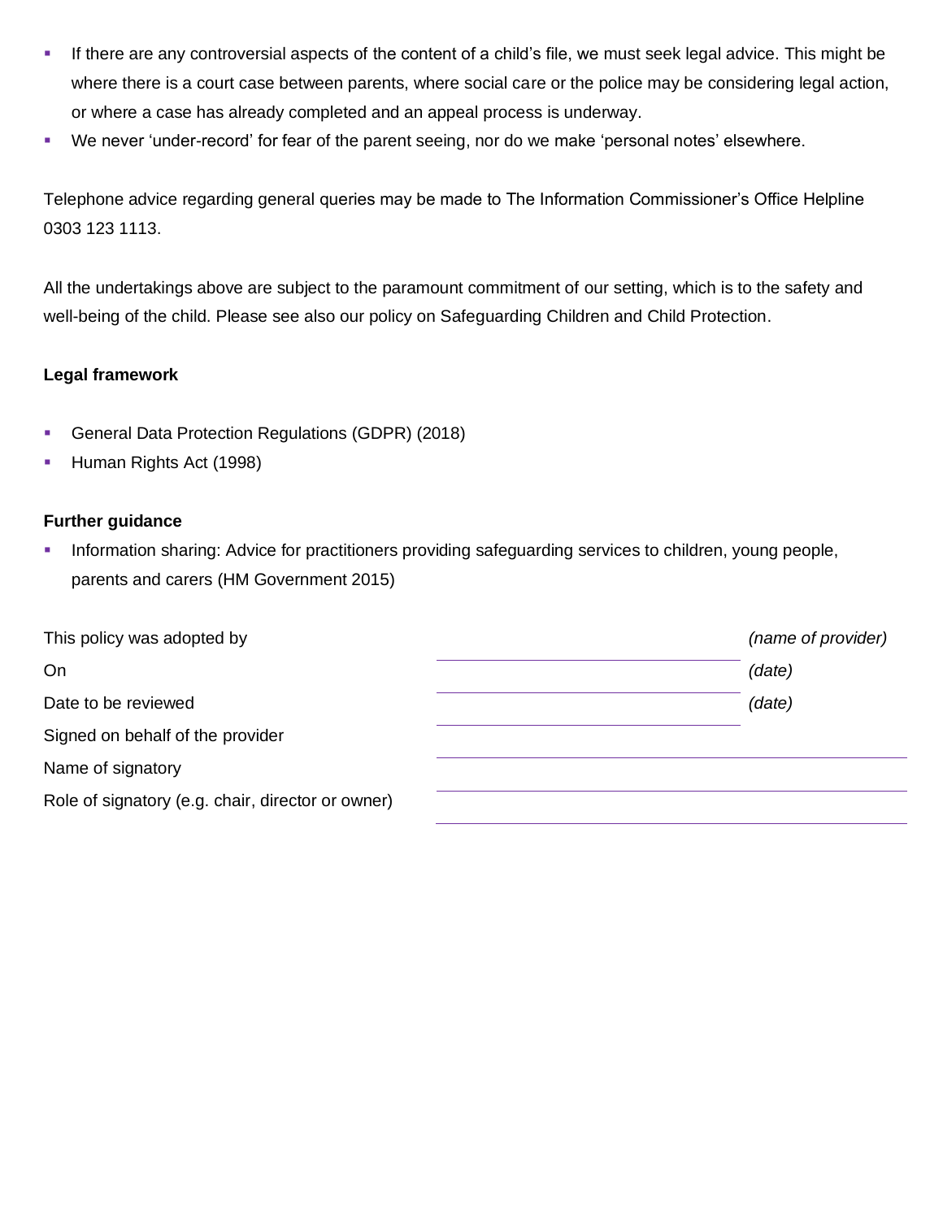- If there are any controversial aspects of the content of a child's file, we must seek legal advice. This might be where there is a court case between parents, where social care or the police may be considering legal action, or where a case has already completed and an appeal process is underway.
- We never 'under-record' for fear of the parent seeing, nor do we make 'personal notes' elsewhere.

Telephone advice regarding general queries may be made to The Information Commissioner's Office Helpline 0303 123 1113.

All the undertakings above are subject to the paramount commitment of our setting, which is to the safety and well-being of the child. Please see also our policy on Safeguarding Children and Child Protection.

**Legal framework**

- General Data Protection Regulations (GDPR) (2018)
- Human Rights Act (1998)

**Further guidance**

- Information sharing: Advice for practitioners providing safeguarding services to children, young people, parents and carers (HM Government 2015)

| | | |
|---|---|---|
| This policy was adopted by | | *(name of provider)* |
| On | | *(date)* |
| Date to be reviewed | | *(date)* |
| Signed on behalf of the provider | | |
| Name of signatory | | |
| Role of signatory (e.g. chair, director or owner) | | |